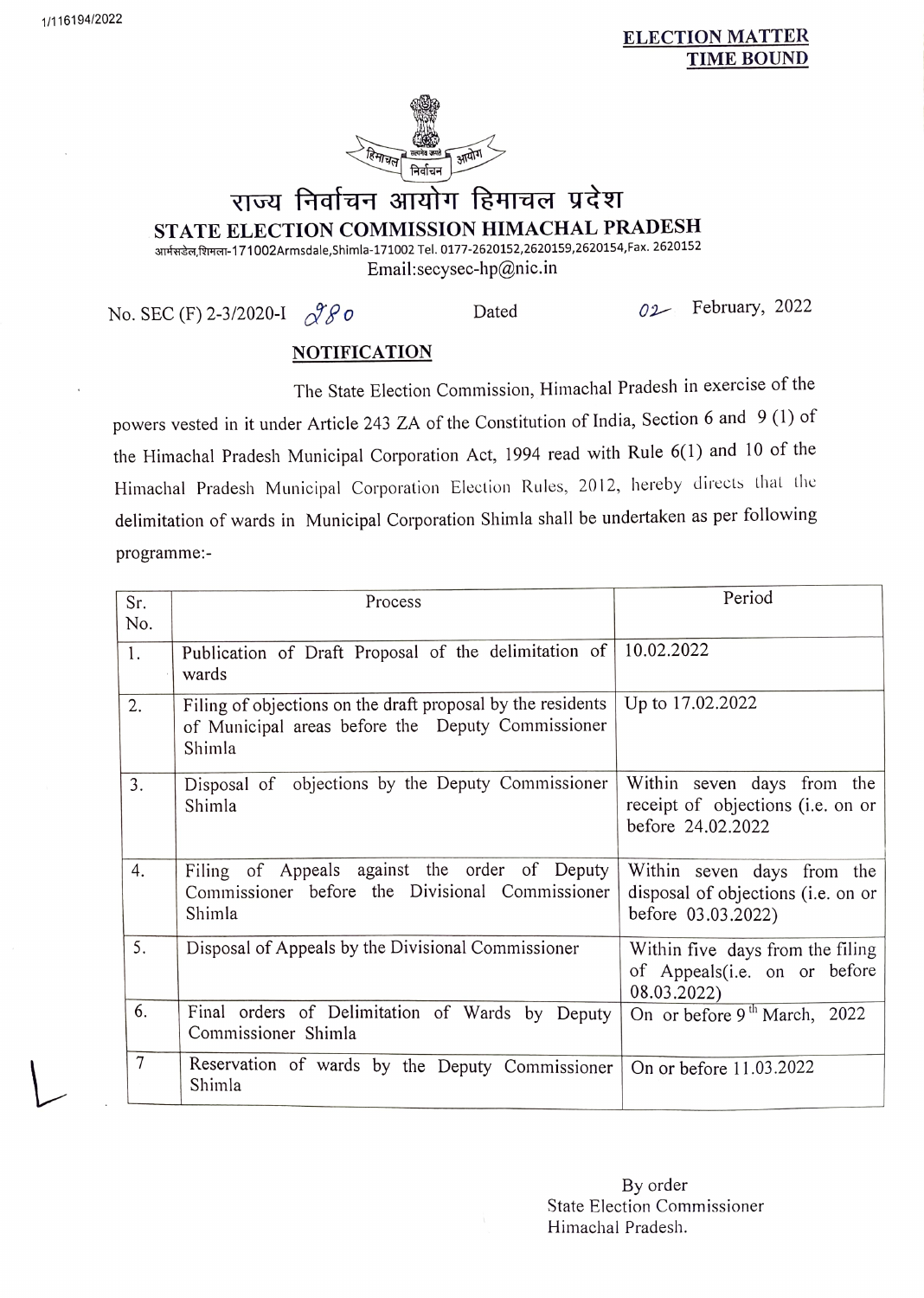1/116194/2022

**ELECTION MATTER**
**TIME BOUND**

# राज्य निर्वाचन आयोग हिमाचल प्रदेश

## STATE ELECTION COMMISSION HIMACHAL PRADESH

आर्मसडेल,शिमला-171002Armsdale,Shimla-171002 Tel. 0177-2620152,2620159,2620154,Fax. 2620152
Email:secysec-hp@nic.in

No. SEC (F) 2-3/2020-I 280 Dated 02 February, 2022

**NOTIFICATION**

The State Election Commission, Himachal Pradesh in exercise of the powers vested in it under Article 243 ZA of the Constitution of India, Section 6 and 9 (1) of the Himachal Pradesh Municipal Corporation Act, 1994 read with Rule 6(1) and 10 of the Himachal Pradesh Municipal Corporation Election Rules, 2012, hereby directs that the delimitation of wards in Municipal Corporation Shimla shall be undertaken as per following programme:-

| Sr. No. | Process | Period |
|---|---|---|
| 1. | Publication of Draft Proposal of the delimitation of wards | 10.02.2022 |
| 2. | Filing of objections on the draft proposal by the residents of Municipal areas before the Deputy Commissioner Shimla | Up to 17.02.2022 |
| 3. | Disposal of objections by the Deputy Commissioner Shimla | Within seven days from the receipt of objections (i.e. on or before 24.02.2022 |
| 4. | Filing of Appeals against the order of Deputy Commissioner before the Divisional Commissioner Shimla | Within seven days from the disposal of objections (i.e. on or before 03.03.2022) |
| 5. | Disposal of Appeals by the Divisional Commissioner | Within five days from the filing of Appeals(i.e. on or before 08.03.2022) |
| 6. | Final orders of Delimitation of Wards by Deputy Commissioner Shimla | On or before 9th March, 2022 |
| 7 | Reservation of wards by the Deputy Commissioner Shimla | On or before 11.03.2022 |

By order
State Election Commissioner
Himachal Pradesh.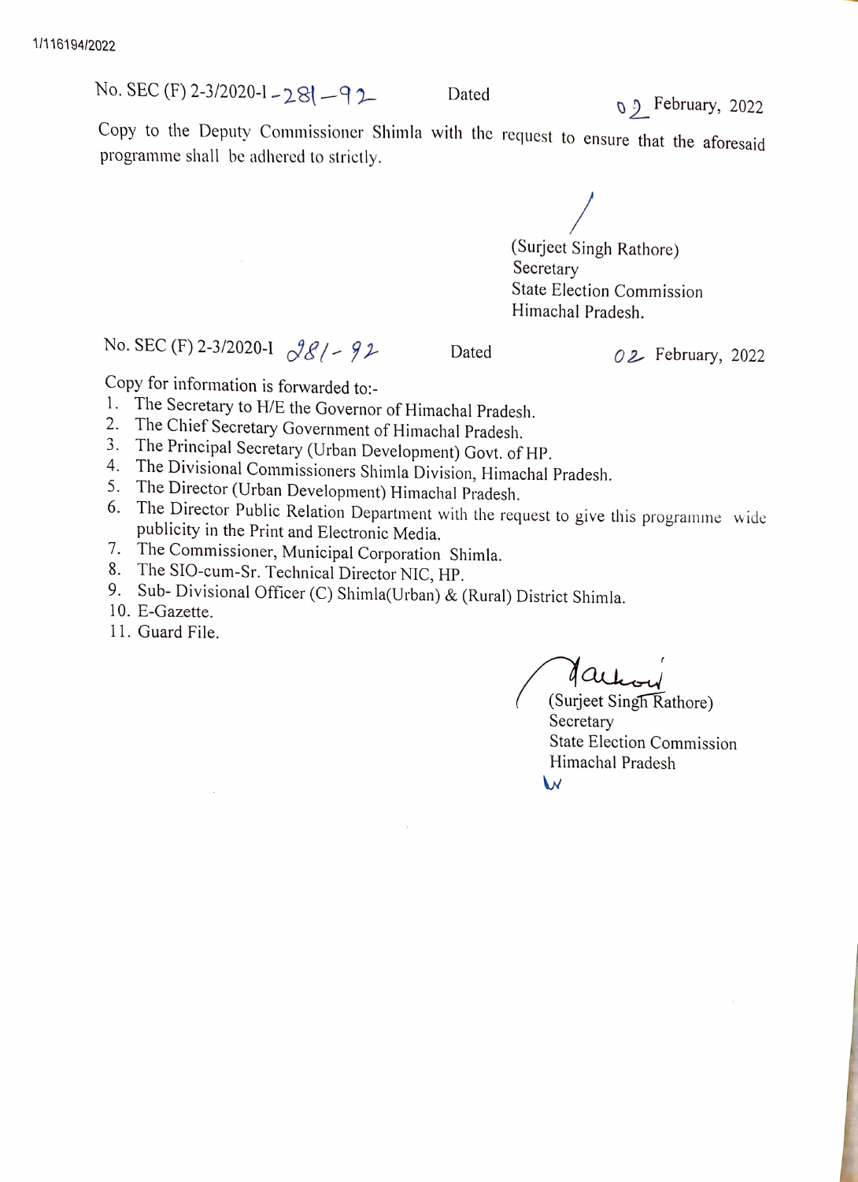No. SEC (F) 2-3/2020-I -281-92 Dated 02 February, 2022

Copy to the Deputy Commissioner Shimla with the request to ensure that the aforesaid programme shall be adhered to strictly.

(Surjeet Singh Rathore)
Secretary
State Election Commission
Himachal Pradesh.

No. SEC (F) 2-3/2020-I 281-92 Dated 02 February, 2022

Copy for information is forwarded to:-

1. The Secretary to H/E the Governor of Himachal Pradesh.
2. The Chief Secretary Government of Himachal Pradesh.
3. The Principal Secretary (Urban Development) Govt. of HP.
4. The Divisional Commissioners Shimla Division, Himachal Pradesh.
5. The Director (Urban Development) Himachal Pradesh.
6. The Director Public Relation Department with the request to give this programme wide publicity in the Print and Electronic Media.
7. The Commissioner, Municipal Corporation Shimla.
8. The SIO-cum-Sr. Technical Director NIC, HP.
9. Sub- Divisional Officer (C) Shimla(Urban) & (Rural) District Shimla.
10. E-Gazette.
11. Guard File.

(Surjeet Singh Rathore)
Secretary
State Election Commission
Himachal Pradesh